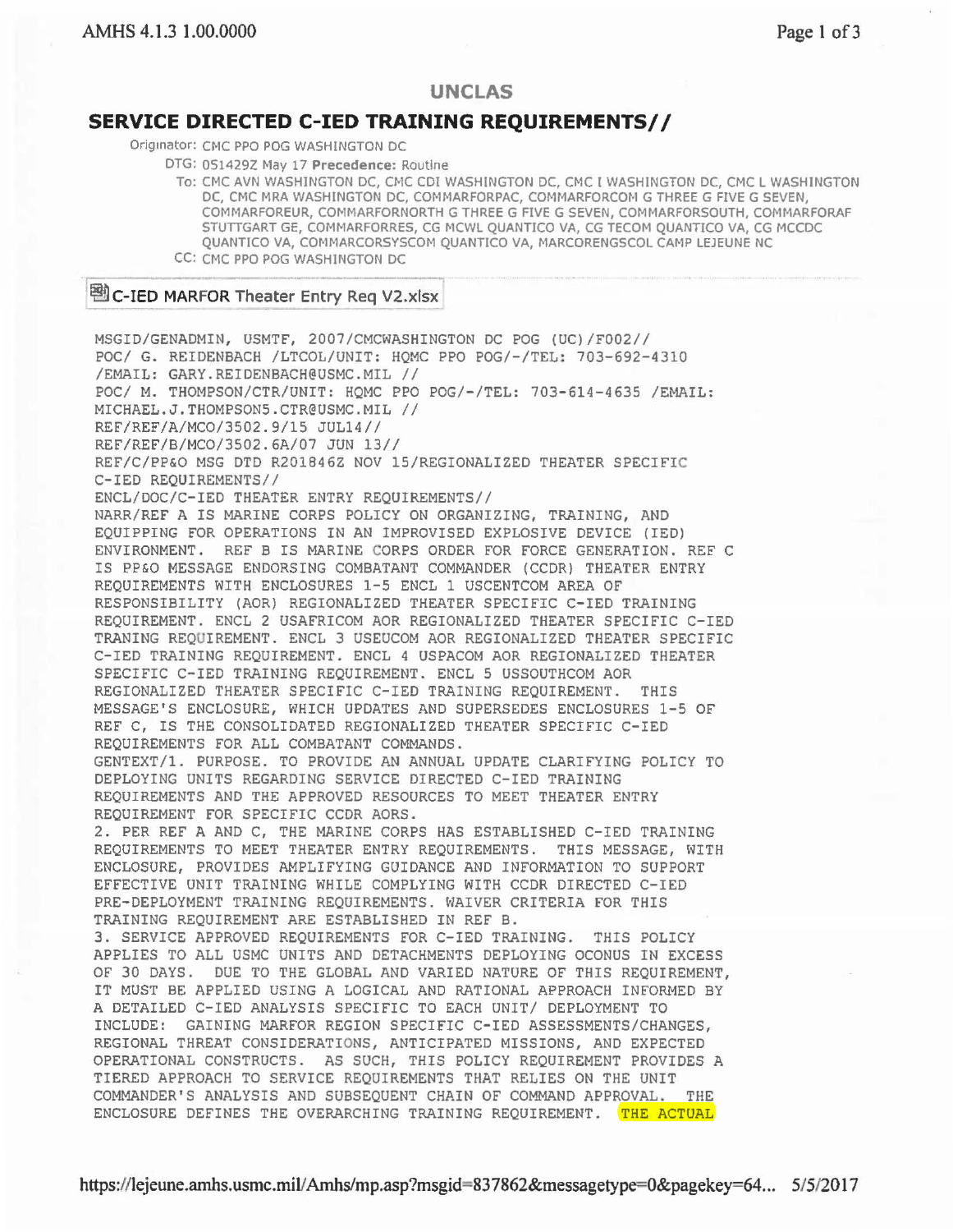**UNCLAS**

## SERVICE DIRECTED C-IED TRAINING REQUIREMENTS//

Originator: CMC PPO POG WASHINGTON DC

DTG: 051429Z May 17 **Precedence:** Routine

To: CMC AVN WASHINGTON DC, CMC CDI WASHINGTON DC, CMC I WASHINGTON DC, CMC L WASHINGTON DC, CMC MRA WASHINGTON DC, COMMARFORPAC, COMMARFORCOM G THREE G FIVE G SEVEN, COMMARFOREUR, COMMARFORNORTH G THREE G FIVE G SEVEN, COMMARFORSOUTH, COMMARFORAF STUTTGART GE, COMMARFORRES, CG MCWL QUANTICO VA, CG TECOM QUANTICO VA, CG MCCDC QUANTICO VA, COMMARCORSYSCOM QUANTICO VA, MARCORENGSCOL CAMP LEJEUNE NC

CC: CMC PPO POG WASHINGTON DC

C-IED MARFOR Theater Entry Req V2.xlsx

```
MSGID/GENADMIN, USMTF, 2007/CMCWASHINGTON DC POG (UC)/F002//
POC/ G. REIDENBACH /LTCOL/UNIT: HQMC PPO POG/-/TEL: 703-692-4310
/EMAIL: GARY.REIDENBACH@USMC.MIL //
POC/ M. THOMPSON/CTR/UNIT: HQMC PPO POG/-/TEL: 703-614-4635 /EMAIL:
MICHAEL.J.THOMPSON5.CTR@USMC.MIL //
REF/REF/A/MCO/3502.9/15 JUL14//
REF/REF/B/MCO/3502.6A/07 JUN 13//
REF/C/PP&O MSG DTD R201846Z NOV 15/REGIONALIZED THEATER SPECIFIC
C-IED REQUIREMENTS//
ENCL/DOC/C-IED THEATER ENTRY REQUIREMENTS//
NARR/REF A IS MARINE CORPS POLICY ON ORGANIZING, TRAINING, AND
EQUIPPING FOR OPERATIONS IN AN IMPROVISED EXPLOSIVE DEVICE (IED)
ENVIRONMENT.  REF B IS MARINE CORPS ORDER FOR FORCE GENERATION. REF C
IS PP&O MESSAGE ENDORSING COMBATANT COMMANDER (CCDR) THEATER ENTRY
REQUIREMENTS WITH ENCLOSURES 1-5 ENCL 1 USCENTCOM AREA OF
RESPONSIBILITY (AOR) REGIONALIZED THEATER SPECIFIC C-IED TRAINING
REQUIREMENT. ENCL 2 USAFRICOM AOR REGIONALIZED THEATER SPECIFIC C-IED
TRANING REQUIREMENT. ENCL 3 USEUCOM AOR REGIONALIZED THEATER SPECIFIC
C-IED TRAINING REQUIREMENT. ENCL 4 USPACOM AOR REGIONALIZED THEATER
SPECIFIC C-IED TRAINING REQUIREMENT. ENCL 5 USSOUTHCOM AOR
REGIONALIZED THEATER SPECIFIC C-IED TRAINING REQUIREMENT.  THIS
MESSAGE'S ENCLOSURE, WHICH UPDATES AND SUPERSEDES ENCLOSURES 1-5 OF
REF C, IS THE CONSOLIDATED REGIONALIZED THEATER SPECIFIC C-IED
REQUIREMENTS FOR ALL COMBATANT COMMANDS.
GENTEXT/1. PURPOSE. TO PROVIDE AN ANNUAL UPDATE CLARIFYING POLICY TO
DEPLOYING UNITS REGARDING SERVICE DIRECTED C-IED TRAINING
REQUIREMENTS AND THE APPROVED RESOURCES TO MEET THEATER ENTRY
REQUIREMENT FOR SPECIFIC CCDR AORS.
2. PER REF A AND C, THE MARINE CORPS HAS ESTABLISHED C-IED TRAINING
REQUIREMENTS TO MEET THEATER ENTRY REQUIREMENTS.  THIS MESSAGE, WITH
ENCLOSURE, PROVIDES AMPLIFYING GUIDANCE AND INFORMATION TO SUPPORT
EFFECTIVE UNIT TRAINING WHILE COMPLYING WITH CCDR DIRECTED C-IED
PRE-DEPLOYMENT TRAINING REQUIREMENTS. WAIVER CRITERIA FOR THIS
TRAINING REQUIREMENT ARE ESTABLISHED IN REF B.
3. SERVICE APPROVED REQUIREMENTS FOR C-IED TRAINING.  THIS POLICY
APPLIES TO ALL USMC UNITS AND DETACHMENTS DEPLOYING OCONUS IN EXCESS
OF 30 DAYS.  DUE TO THE GLOBAL AND VARIED NATURE OF THIS REQUIREMENT,
IT MUST BE APPLIED USING A LOGICAL AND RATIONAL APPROACH INFORMED BY
A DETAILED C-IED ANALYSIS SPECIFIC TO EACH UNIT/ DEPLOYMENT TO
INCLUDE:  GAINING MARFOR REGION SPECIFIC C-IED ASSESSMENTS/CHANGES,
REGIONAL THREAT CONSIDERATIONS, ANTICIPATED MISSIONS, AND EXPECTED
OPERATIONAL CONSTRUCTS.  AS SUCH, THIS POLICY REQUIREMENT PROVIDES A
TIERED APPROACH TO SERVICE REQUIREMENTS THAT RELIES ON THE UNIT
COMMANDER'S ANALYSIS AND SUBSEQUENT CHAIN OF COMMAND APPROVAL.  THE
ENCLOSURE DEFINES THE OVERARCHING TRAINING REQUIREMENT.  THE ACTUAL
```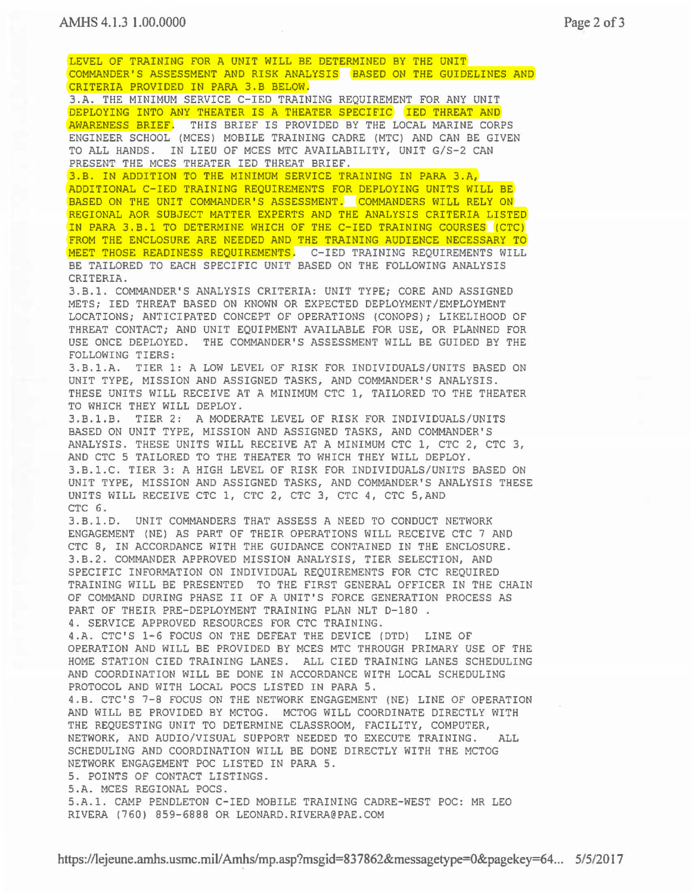LEVEL OF TRAINING FOR A UNIT WILL BE DETERMINED BY THE UNIT COMMANDER'S ASSESSMENT AND RISK ANALYSIS BASED ON THE GUIDELINES AND CRITERIA PROVIDED IN PARA 3.B BELOW.

3.A. THE MINIMUM SERVICE C-IED TRAINING REQUIREMENT FOR ANY UNIT DEPLOYING INTO ANY THEATER IS A THEATER SPECIFIC IED THREAT AND AWARENESS BRIEF. THIS BRIEF IS PROVIDED BY THE LOCAL MARINE CORPS ENGINEER SCHOOL (MCES) MOBILE TRAINING CADRE (MTC) AND CAN BE GIVEN TO ALL HANDS. IN LIEU OF MCES MTC AVAILABILITY, UNIT G/S-2 CAN PRESENT THE MCES THEATER IED THREAT BRIEF.

3.B. IN ADDITION TO THE MINIMUM SERVICE TRAINING IN PARA 3.A, ADDITIONAL C-IED TRAINING REQUIREMENTS FOR DEPLOYING UNITS WILL BE BASED ON THE UNIT COMMANDER'S ASSESSMENT. COMMANDERS WILL RELY ON REGIONAL AOR SUBJECT MATTER EXPERTS AND THE ANALYSIS CRITERIA LISTED IN PARA 3.B.1 TO DETERMINE WHICH OF THE C-IED TRAINING COURSES (CTC) FROM THE ENCLOSURE ARE NEEDED AND THE TRAINING AUDIENCE NECESSARY TO MEET THOSE READINESS REQUIREMENTS. C-IED TRAINING REQUIREMENTS WILL BE TAILORED TO EACH SPECIFIC UNIT BASED ON THE FOLLOWING ANALYSIS CRITERIA.

3.B.1. COMMANDER'S ANALYSIS CRITERIA: UNIT TYPE; CORE AND ASSIGNED METS; IED THREAT BASED ON KNOWN OR EXPECTED DEPLOYMENT/EMPLOYMENT LOCATIONS; ANTICIPATED CONCEPT OF OPERATIONS (CONOPS); LIKELIHOOD OF THREAT CONTACT; AND UNIT EQUIPMENT AVAILABLE FOR USE, OR PLANNED FOR USE ONCE DEPLOYED. THE COMMANDER'S ASSESSMENT WILL BE GUIDED BY THE FOLLOWING TIERS:

3.B.1.A. TIER 1: A LOW LEVEL OF RISK FOR INDIVIDUALS/UNITS BASED ON UNIT TYPE, MISSION AND ASSIGNED TASKS, AND COMMANDER'S ANALYSIS. THESE UNITS WILL RECEIVE AT A MINIMUM CTC 1, TAILORED TO THE THEATER TO WHICH THEY WILL DEPLOY.

3.B.1.B. TIER 2: A MODERATE LEVEL OF RISK FOR INDIVIDUALS/UNITS BASED ON UNIT TYPE, MISSION AND ASSIGNED TASKS, AND COMMANDER'S ANALYSIS. THESE UNITS WILL RECEIVE AT A MINIMUM CTC 1, CTC 2, CTC 3, AND CTC 5 TAILORED TO THE THEATER TO WHICH THEY WILL DEPLOY.

3.B.1.C. TIER 3: A HIGH LEVEL OF RISK FOR INDIVIDUALS/UNITS BASED ON UNIT TYPE, MISSION AND ASSIGNED TASKS, AND COMMANDER'S ANALYSIS THESE UNITS WILL RECEIVE CTC 1, CTC 2, CTC 3, CTC 4, CTC 5,AND CTC 6.

3.B.1.D. UNIT COMMANDERS THAT ASSESS A NEED TO CONDUCT NETWORK ENGAGEMENT (NE) AS PART OF THEIR OPERATIONS WILL RECEIVE CTC 7 AND CTC 8, IN ACCORDANCE WITH THE GUIDANCE CONTAINED IN THE ENCLOSURE.

3.B.2. COMMANDER APPROVED MISSION ANALYSIS, TIER SELECTION, AND SPECIFIC INFORMATION ON INDIVIDUAL REQUIREMENTS FOR CTC REQUIRED TRAINING WILL BE PRESENTED TO THE FIRST GENERAL OFFICER IN THE CHAIN OF COMMAND DURING PHASE II OF A UNIT'S FORCE GENERATION PROCESS AS PART OF THEIR PRE-DEPLOYMENT TRAINING PLAN NLT D-180 .

4. SERVICE APPROVED RESOURCES FOR CTC TRAINING.

4.A. CTC'S 1-6 FOCUS ON THE DEFEAT THE DEVICE (DTD) LINE OF OPERATION AND WILL BE PROVIDED BY MCES MTC THROUGH PRIMARY USE OF THE HOME STATION CIED TRAINING LANES. ALL CIED TRAINING LANES SCHEDULING AND COORDINATION WILL BE DONE IN ACCORDANCE WITH LOCAL SCHEDULING PROTOCOL AND WITH LOCAL POCS LISTED IN PARA 5.

4.B. CTC'S 7-8 FOCUS ON THE NETWORK ENGAGEMENT (NE) LINE OF OPERATION AND WILL BE PROVIDED BY MCTOG. MCTOG WILL COORDINATE DIRECTLY WITH THE REQUESTING UNIT TO DETERMINE CLASSROOM, FACILITY, COMPUTER, NETWORK, AND AUDIO/VISUAL SUPPORT NEEDED TO EXECUTE TRAINING. ALL SCHEDULING AND COORDINATION WILL BE DONE DIRECTLY WITH THE MCTOG NETWORK ENGAGEMENT POC LISTED IN PARA 5.

5. POINTS OF CONTACT LISTINGS.

5.A. MCES REGIONAL POCS.

5.A.1. CAMP PENDLETON C-IED MOBILE TRAINING CADRE-WEST POC: MR LEO RIVERA (760) 859-6888 OR LEONARD.RIVERA@PAE.COM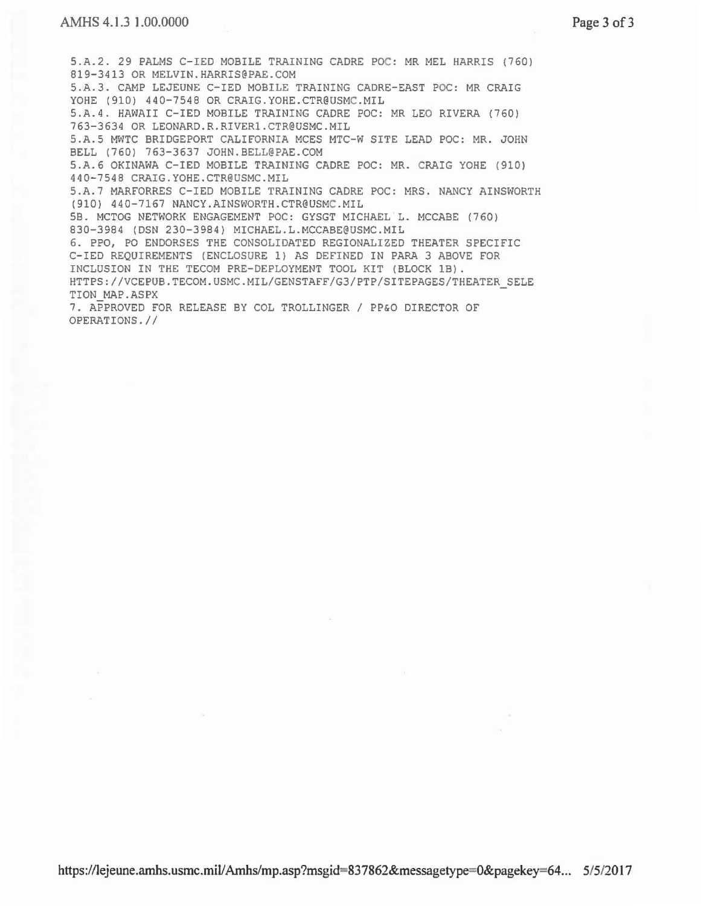5.A.2. 29 PALMS C-IED MOBILE TRAINING CADRE POC: MR MEL HARRIS (760) 819-3413 OR MELVIN.HARRIS@PAE.COM

5.A.3. CAMP LEJEUNE C-IED MOBILE TRAINING CADRE-EAST POC: MR CRAIG YOHE (910) 440-7548 OR CRAIG.YOHE.CTR@USMC.MIL

5.A.4. HAWAII C-IED MOBILE TRAINING CADRE POC: MR LEO RIVERA (760) 763-3634 OR LEONARD.R.RIVER1.CTR@USMC.MIL

5.A.5 MWTC BRIDGEPORT CALIFORNIA MCES MTC-W SITE LEAD POC: MR. JOHN BELL (760) 763-3637 JOHN.BELL@PAE.COM

5.A.6 OKINAWA C-IED MOBILE TRAINING CADRE POC: MR. CRAIG YOHE (910) 440-7548 CRAIG.YOHE.CTR@USMC.MIL

5.A.7 MARFORRES C-IED MOBILE TRAINING CADRE POC: MRS. NANCY AINSWORTH (910) 440-7167 NANCY.AINSWORTH.CTR@USMC.MIL

5B. MCTOG NETWORK ENGAGEMENT POC: GYSGT MICHAEL L. MCCABE (760) 830-3984 (DSN 230-3984) MICHAEL.L.MCCABE@USMC.MIL

6. PPO, PO ENDORSES THE CONSOLIDATED REGIONALIZED THEATER SPECIFIC C-IED REQUIREMENTS (ENCLOSURE 1) AS DEFINED IN PARA 3 ABOVE FOR INCLUSION IN THE TECOM PRE-DEPLOYMENT TOOL KIT (BLOCK 1B). HTTPS://VCEPUB.TECOM.USMC.MIL/GENSTAFF/G3/PTP/SITEPAGES/THEATER_SELETION_MAP.ASPX

7. APPROVED FOR RELEASE BY COL TROLLINGER / PP&O DIRECTOR OF OPERATIONS.//